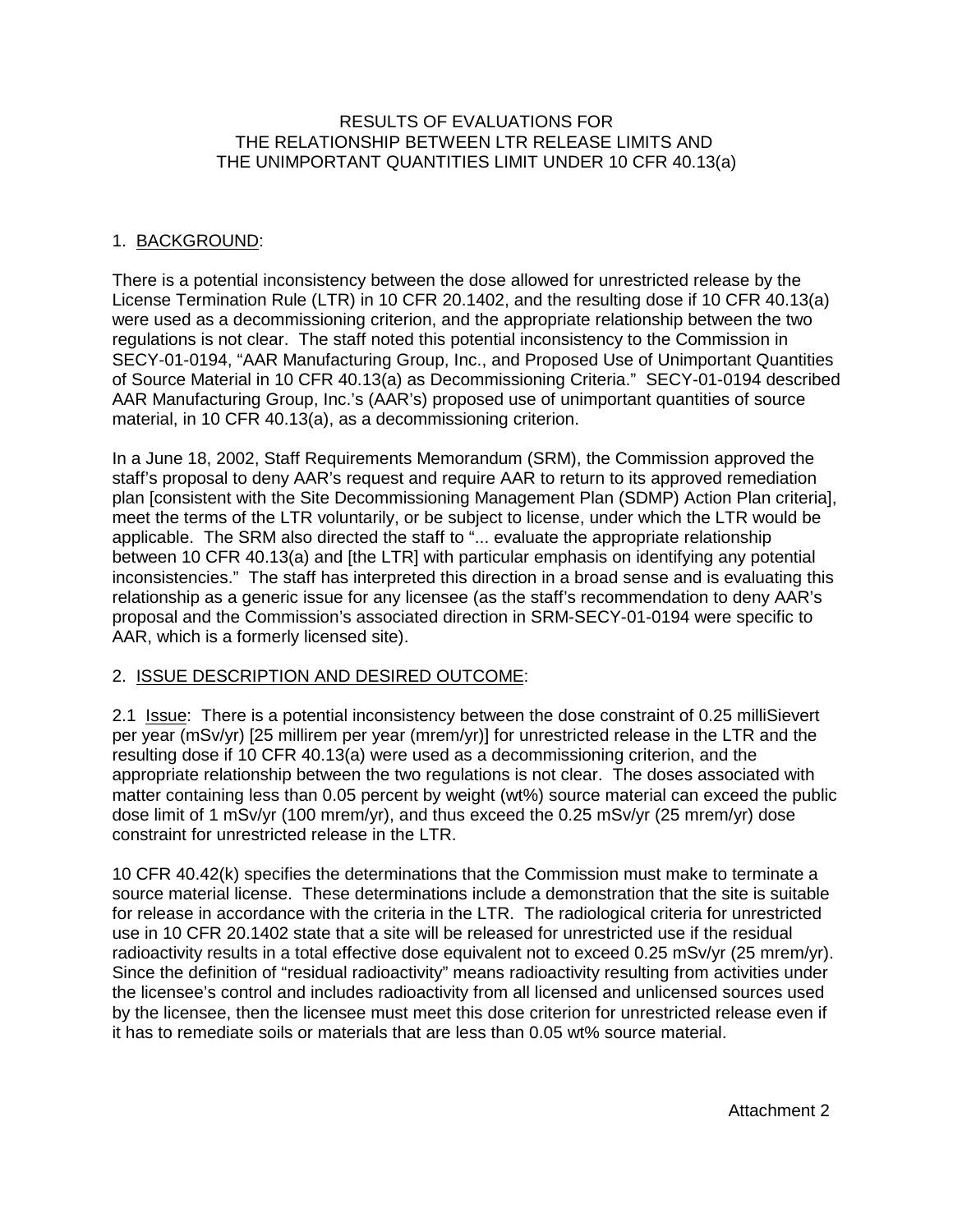# RESULTS OF EVALUATIONS FOR THE RELATIONSHIP BETWEEN LTR RELEASE LIMITS AND THE UNIMPORTANT QUANTITIES LIMIT UNDER 10 CFR 40.13(a)

## 1. BACKGROUND:

There is a potential inconsistency between the dose allowed for unrestricted release by the License Termination Rule (LTR) in 10 CFR 20.1402, and the resulting dose if 10 CFR 40.13(a) were used as a decommissioning criterion, and the appropriate relationship between the two regulations is not clear. The staff noted this potential inconsistency to the Commission in SECY-01-0194, "AAR Manufacturing Group, Inc., and Proposed Use of Unimportant Quantities of Source Material in 10 CFR 40.13(a) as Decommissioning Criteria." SECY-01-0194 described AAR Manufacturing Group, Inc.'s (AAR's) proposed use of unimportant quantities of source material, in 10 CFR 40.13(a), as a decommissioning criterion.

In a June 18, 2002, Staff Requirements Memorandum (SRM), the Commission approved the staff's proposal to deny AAR's request and require AAR to return to its approved remediation plan [consistent with the Site Decommissioning Management Plan (SDMP) Action Plan criteria], meet the terms of the LTR voluntarily, or be subject to license, under which the LTR would be applicable. The SRM also directed the staff to "... evaluate the appropriate relationship between 10 CFR 40.13(a) and [the LTR] with particular emphasis on identifying any potential inconsistencies." The staff has interpreted this direction in a broad sense and is evaluating this relationship as a generic issue for any licensee (as the staff's recommendation to deny AAR's proposal and the Commission's associated direction in SRM-SECY-01-0194 were specific to AAR, which is a formerly licensed site).

## 2. ISSUE DESCRIPTION AND DESIRED OUTCOME:

2.1 Issue: There is a potential inconsistency between the dose constraint of 0.25 milliSievert per year (mSv/yr) [25 millirem per year (mrem/yr)] for unrestricted release in the LTR and the resulting dose if 10 CFR 40.13(a) were used as a decommissioning criterion, and the appropriate relationship between the two regulations is not clear. The doses associated with matter containing less than 0.05 percent by weight (wt%) source material can exceed the public dose limit of 1 mSv/yr (100 mrem/yr), and thus exceed the 0.25 mSv/yr (25 mrem/yr) dose constraint for unrestricted release in the LTR.

10 CFR 40.42(k) specifies the determinations that the Commission must make to terminate a source material license. These determinations include a demonstration that the site is suitable for release in accordance with the criteria in the LTR. The radiological criteria for unrestricted use in 10 CFR 20.1402 state that a site will be released for unrestricted use if the residual radioactivity results in a total effective dose equivalent not to exceed 0.25 mSv/yr (25 mrem/yr). Since the definition of "residual radioactivity" means radioactivity resulting from activities under the licensee's control and includes radioactivity from all licensed and unlicensed sources used by the licensee, then the licensee must meet this dose criterion for unrestricted release even if it has to remediate soils or materials that are less than 0.05 wt% source material.

Attachment 2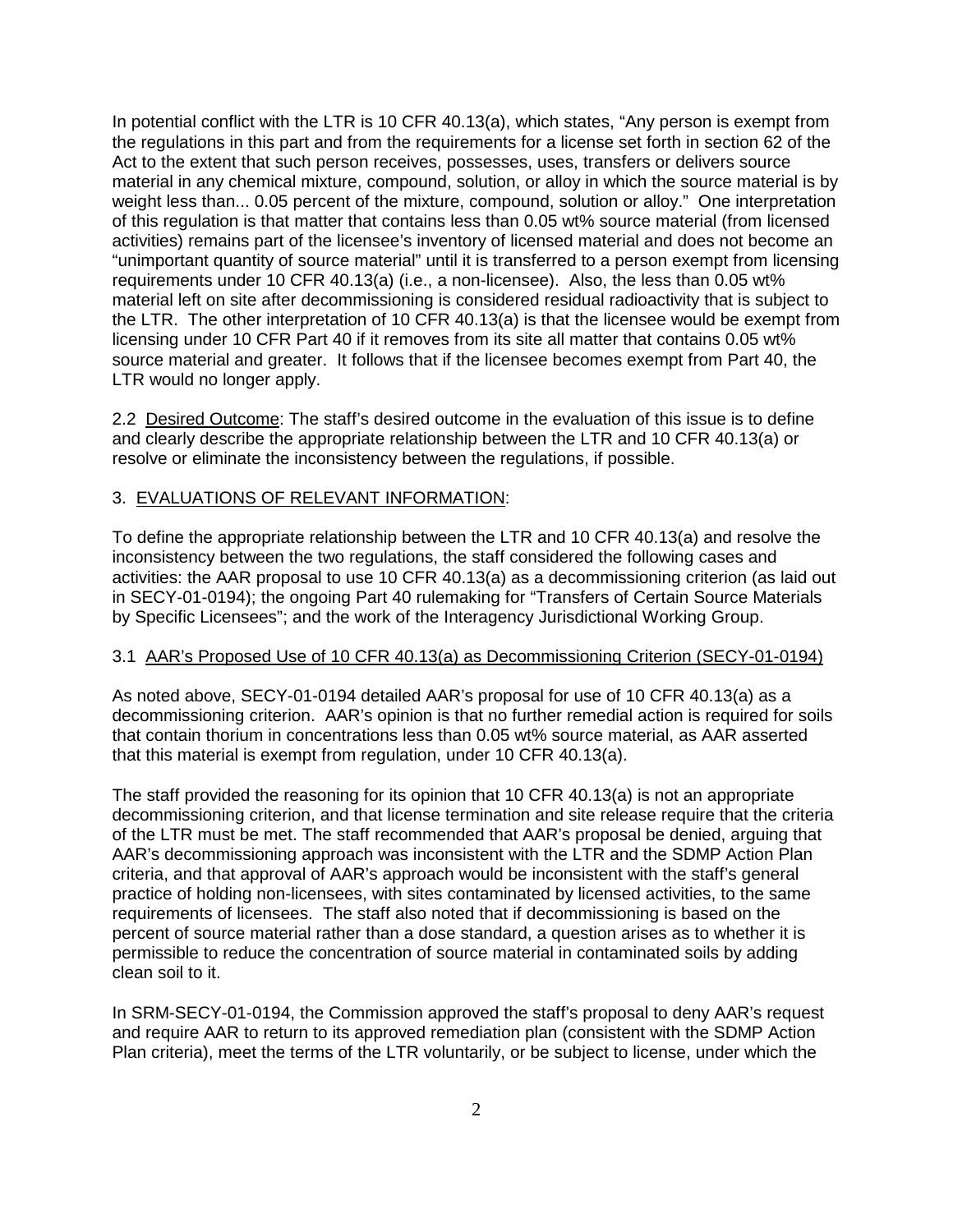In potential conflict with the LTR is 10 CFR 40.13(a), which states, "Any person is exempt from the regulations in this part and from the requirements for a license set forth in section 62 of the Act to the extent that such person receives, possesses, uses, transfers or delivers source material in any chemical mixture, compound, solution, or alloy in which the source material is by weight less than... 0.05 percent of the mixture, compound, solution or alloy." One interpretation of this regulation is that matter that contains less than 0.05 wt% source material (from licensed activities) remains part of the licensee's inventory of licensed material and does not become an "unimportant quantity of source material" until it is transferred to a person exempt from licensing requirements under 10 CFR 40.13(a) (i.e., a non-licensee). Also, the less than 0.05 wt% material left on site after decommissioning is considered residual radioactivity that is subject to the LTR. The other interpretation of 10 CFR 40.13(a) is that the licensee would be exempt from licensing under 10 CFR Part 40 if it removes from its site all matter that contains 0.05 wt% source material and greater. It follows that if the licensee becomes exempt from Part 40, the LTR would no longer apply.

2.2 <u>Desired Outcome</u>: The staff's desired outcome in the evaluation of this issue is to define and clearly describe the appropriate relationship between the LTR and 10 CFR 40.13(a) or resolve or eliminate the inconsistency between the regulations, if possible.

## 3. <u>EVALUATIONS OF RELEVANT INFORMATION</u>:

To define the appropriate relationship between the LTR and 10 CFR 40.13(a) and resolve the inconsistency between the two regulations, the staff considered the following cases and activities: the AAR proposal to use 10 CFR 40.13(a) as a decommissioning criterion (as laid out in SECY-01-0194); the ongoing Part 40 rulemaking for "Transfers of Certain Source Materials by Specific Licensees"; and the work of the Interagency Jurisdictional Working Group.

### 3.1 <u>AAR's Proposed Use of 10 CFR 40.13(a) as Decommissioning Criterion (SECY-01-0194)</u>

As noted above, SECY-01-0194 detailed AAR's proposal for use of 10 CFR 40.13(a) as a decommissioning criterion. AAR's opinion is that no further remedial action is required for soils that contain thorium in concentrations less than 0.05 wt% source material, as AAR asserted that this material is exempt from regulation, under 10 CFR 40.13(a).

The staff provided the reasoning for its opinion that 10 CFR 40.13(a) is not an appropriate decommissioning criterion, and that license termination and site release require that the criteria of the LTR must be met. The staff recommended that AAR's proposal be denied, arguing that AAR's decommissioning approach was inconsistent with the LTR and the SDMP Action Plan criteria, and that approval of AAR's approach would be inconsistent with the staff's general practice of holding non-licensees, with sites contaminated by licensed activities, to the same requirements of licensees. The staff also noted that if decommissioning is based on the percent of source material rather than a dose standard, a question arises as to whether it is permissible to reduce the concentration of source material in contaminated soils by adding clean soil to it.

In SRM-SECY-01-0194, the Commission approved the staff's proposal to deny AAR's request and require AAR to return to its approved remediation plan (consistent with the SDMP Action Plan criteria), meet the terms of the LTR voluntarily, or be subject to license, under which the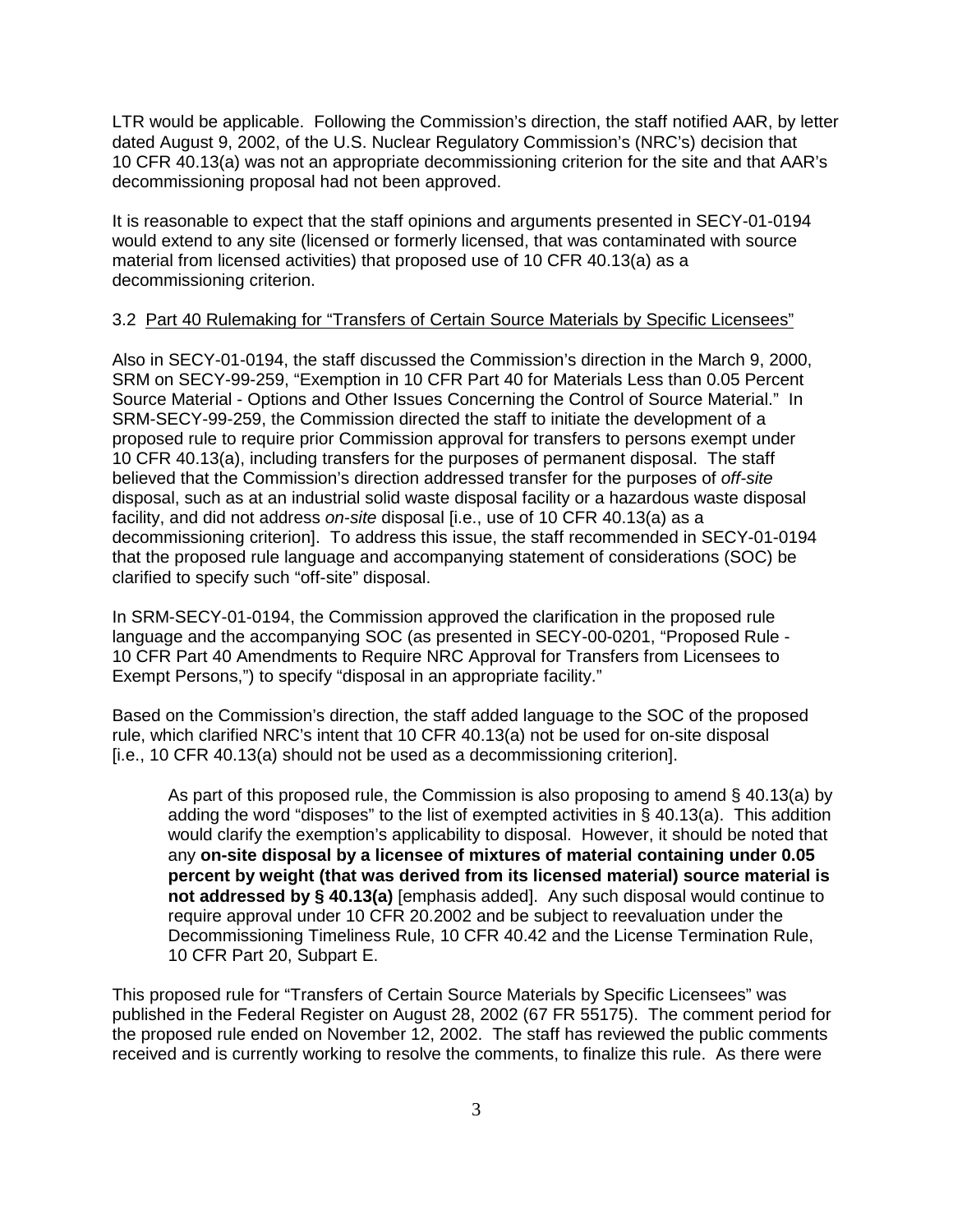LTR would be applicable. Following the Commission's direction, the staff notified AAR, by letter dated August 9, 2002, of the U.S. Nuclear Regulatory Commission's (NRC's) decision that 10 CFR 40.13(a) was not an appropriate decommissioning criterion for the site and that AAR's decommissioning proposal had not been approved.

It is reasonable to expect that the staff opinions and arguments presented in SECY-01-0194 would extend to any site (licensed or formerly licensed, that was contaminated with source material from licensed activities) that proposed use of 10 CFR 40.13(a) as a decommissioning criterion.

3.2 Part 40 Rulemaking for "Transfers of Certain Source Materials by Specific Licensees"

Also in SECY-01-0194, the staff discussed the Commission's direction in the March 9, 2000, SRM on SECY-99-259, "Exemption in 10 CFR Part 40 for Materials Less than 0.05 Percent Source Material - Options and Other Issues Concerning the Control of Source Material." In SRM-SECY-99-259, the Commission directed the staff to initiate the development of a proposed rule to require prior Commission approval for transfers to persons exempt under 10 CFR 40.13(a), including transfers for the purposes of permanent disposal. The staff believed that the Commission's direction addressed transfer for the purposes of *off-site* disposal, such as at an industrial solid waste disposal facility or a hazardous waste disposal facility, and did not address *on-site* disposal [i.e., use of 10 CFR 40.13(a) as a decommissioning criterion]. To address this issue, the staff recommended in SECY-01-0194 that the proposed rule language and accompanying statement of considerations (SOC) be clarified to specify such "off-site" disposal.

In SRM-SECY-01-0194, the Commission approved the clarification in the proposed rule language and the accompanying SOC (as presented in SECY-00-0201, "Proposed Rule - 10 CFR Part 40 Amendments to Require NRC Approval for Transfers from Licensees to Exempt Persons,") to specify "disposal in an appropriate facility."

Based on the Commission's direction, the staff added language to the SOC of the proposed rule, which clarified NRC's intent that 10 CFR 40.13(a) not be used for on-site disposal [i.e., 10 CFR 40.13(a) should not be used as a decommissioning criterion].

> As part of this proposed rule, the Commission is also proposing to amend § 40.13(a) by adding the word "disposes" to the list of exempted activities in § 40.13(a). This addition would clarify the exemption's applicability to disposal. However, it should be noted that any **on-site disposal by a licensee of mixtures of material containing under 0.05 percent by weight (that was derived from its licensed material) source material is not addressed by § 40.13(a)** [emphasis added]. Any such disposal would continue to require approval under 10 CFR 20.2002 and be subject to reevaluation under the Decommissioning Timeliness Rule, 10 CFR 40.42 and the License Termination Rule, 10 CFR Part 20, Subpart E.

This proposed rule for "Transfers of Certain Source Materials by Specific Licensees" was published in the Federal Register on August 28, 2002 (67 FR 55175). The comment period for the proposed rule ended on November 12, 2002. The staff has reviewed the public comments received and is currently working to resolve the comments, to finalize this rule. As there were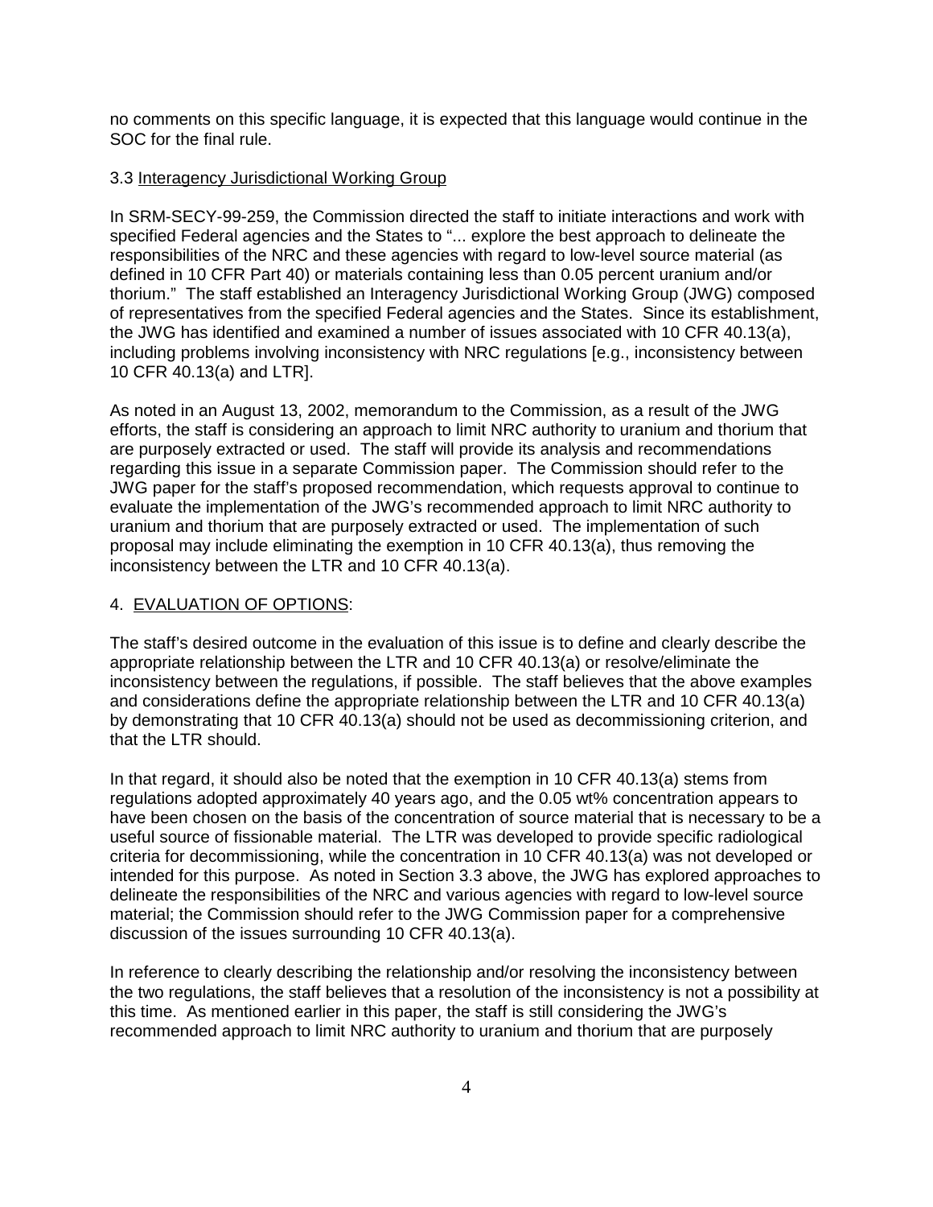no comments on this specific language, it is expected that this language would continue in the SOC for the final rule.

3.3 Interagency Jurisdictional Working Group

In SRM-SECY-99-259, the Commission directed the staff to initiate interactions and work with specified Federal agencies and the States to "... explore the best approach to delineate the responsibilities of the NRC and these agencies with regard to low-level source material (as defined in 10 CFR Part 40) or materials containing less than 0.05 percent uranium and/or thorium." The staff established an Interagency Jurisdictional Working Group (JWG) composed of representatives from the specified Federal agencies and the States. Since its establishment, the JWG has identified and examined a number of issues associated with 10 CFR 40.13(a), including problems involving inconsistency with NRC regulations [e.g., inconsistency between 10 CFR 40.13(a) and LTR].

As noted in an August 13, 2002, memorandum to the Commission, as a result of the JWG efforts, the staff is considering an approach to limit NRC authority to uranium and thorium that are purposely extracted or used. The staff will provide its analysis and recommendations regarding this issue in a separate Commission paper. The Commission should refer to the JWG paper for the staff's proposed recommendation, which requests approval to continue to evaluate the implementation of the JWG's recommended approach to limit NRC authority to uranium and thorium that are purposely extracted or used. The implementation of such proposal may include eliminating the exemption in 10 CFR 40.13(a), thus removing the inconsistency between the LTR and 10 CFR 40.13(a).

4. EVALUATION OF OPTIONS:

The staff's desired outcome in the evaluation of this issue is to define and clearly describe the appropriate relationship between the LTR and 10 CFR 40.13(a) or resolve/eliminate the inconsistency between the regulations, if possible. The staff believes that the above examples and considerations define the appropriate relationship between the LTR and 10 CFR 40.13(a) by demonstrating that 10 CFR 40.13(a) should not be used as decommissioning criterion, and that the LTR should.

In that regard, it should also be noted that the exemption in 10 CFR 40.13(a) stems from regulations adopted approximately 40 years ago, and the 0.05 wt% concentration appears to have been chosen on the basis of the concentration of source material that is necessary to be a useful source of fissionable material. The LTR was developed to provide specific radiological criteria for decommissioning, while the concentration in 10 CFR 40.13(a) was not developed or intended for this purpose. As noted in Section 3.3 above, the JWG has explored approaches to delineate the responsibilities of the NRC and various agencies with regard to low-level source material; the Commission should refer to the JWG Commission paper for a comprehensive discussion of the issues surrounding 10 CFR 40.13(a).

In reference to clearly describing the relationship and/or resolving the inconsistency between the two regulations, the staff believes that a resolution of the inconsistency is not a possibility at this time. As mentioned earlier in this paper, the staff is still considering the JWG's recommended approach to limit NRC authority to uranium and thorium that are purposely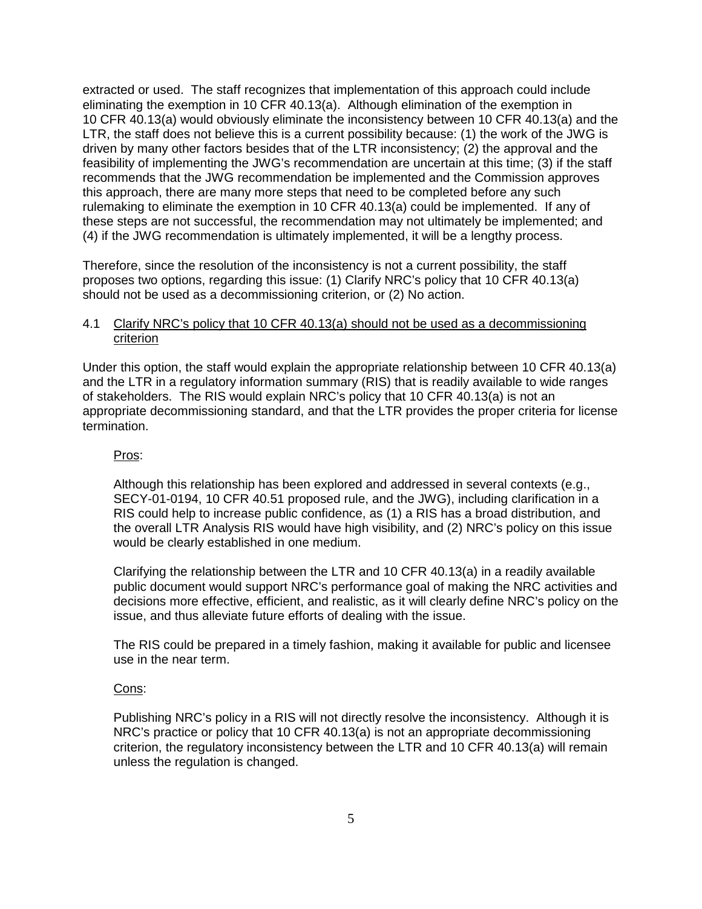extracted or used. The staff recognizes that implementation of this approach could include eliminating the exemption in 10 CFR 40.13(a). Although elimination of the exemption in 10 CFR 40.13(a) would obviously eliminate the inconsistency between 10 CFR 40.13(a) and the LTR, the staff does not believe this is a current possibility because: (1) the work of the JWG is driven by many other factors besides that of the LTR inconsistency; (2) the approval and the feasibility of implementing the JWG's recommendation are uncertain at this time; (3) if the staff recommends that the JWG recommendation be implemented and the Commission approves this approach, there are many more steps that need to be completed before any such rulemaking to eliminate the exemption in 10 CFR 40.13(a) could be implemented. If any of these steps are not successful, the recommendation may not ultimately be implemented; and (4) if the JWG recommendation is ultimately implemented, it will be a lengthy process.

Therefore, since the resolution of the inconsistency is not a current possibility, the staff proposes two options, regarding this issue: (1) Clarify NRC's policy that 10 CFR 40.13(a) should not be used as a decommissioning criterion, or (2) No action.

### 4.1 Clarify NRC's policy that 10 CFR 40.13(a) should not be used as a decommissioning criterion

Under this option, the staff would explain the appropriate relationship between 10 CFR 40.13(a) and the LTR in a regulatory information summary (RIS) that is readily available to wide ranges of stakeholders. The RIS would explain NRC's policy that 10 CFR 40.13(a) is not an appropriate decommissioning standard, and that the LTR provides the proper criteria for license termination.

Pros:

Although this relationship has been explored and addressed in several contexts (e.g., SECY-01-0194, 10 CFR 40.51 proposed rule, and the JWG), including clarification in a RIS could help to increase public confidence, as (1) a RIS has a broad distribution, and the overall LTR Analysis RIS would have high visibility, and (2) NRC's policy on this issue would be clearly established in one medium.

Clarifying the relationship between the LTR and 10 CFR 40.13(a) in a readily available public document would support NRC's performance goal of making the NRC activities and decisions more effective, efficient, and realistic, as it will clearly define NRC's policy on the issue, and thus alleviate future efforts of dealing with the issue.

The RIS could be prepared in a timely fashion, making it available for public and licensee use in the near term.

Cons:

Publishing NRC's policy in a RIS will not directly resolve the inconsistency. Although it is NRC's practice or policy that 10 CFR 40.13(a) is not an appropriate decommissioning criterion, the regulatory inconsistency between the LTR and 10 CFR 40.13(a) will remain unless the regulation is changed.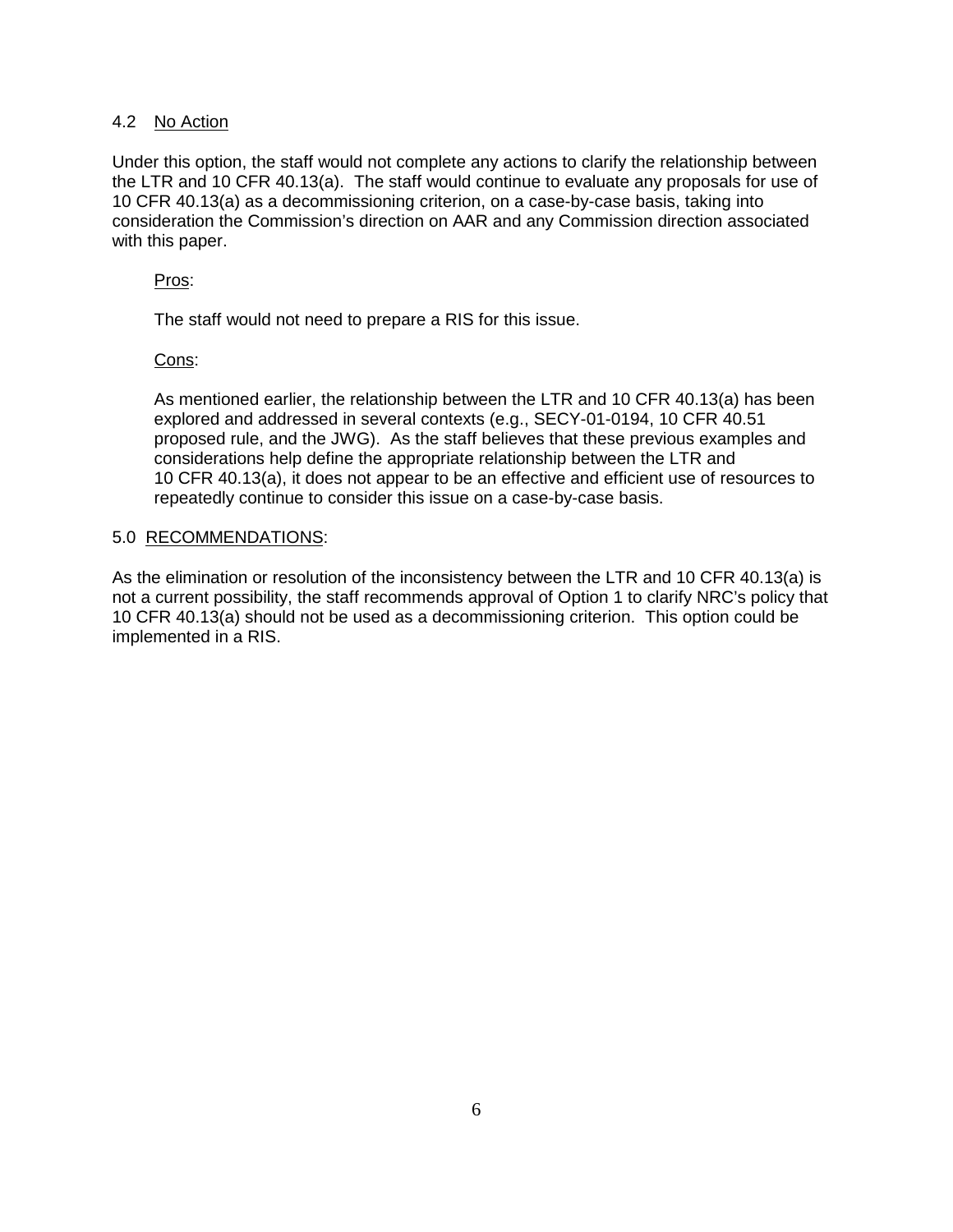### 4.2 No Action

Under this option, the staff would not complete any actions to clarify the relationship between the LTR and 10 CFR 40.13(a). The staff would continue to evaluate any proposals for use of 10 CFR 40.13(a) as a decommissioning criterion, on a case-by-case basis, taking into consideration the Commission's direction on AAR and any Commission direction associated with this paper.

Pros:

The staff would not need to prepare a RIS for this issue.

Cons:

As mentioned earlier, the relationship between the LTR and 10 CFR 40.13(a) has been explored and addressed in several contexts (e.g., SECY-01-0194, 10 CFR 40.51 proposed rule, and the JWG). As the staff believes that these previous examples and considerations help define the appropriate relationship between the LTR and 10 CFR 40.13(a), it does not appear to be an effective and efficient use of resources to repeatedly continue to consider this issue on a case-by-case basis.

## 5.0 RECOMMENDATIONS:

As the elimination or resolution of the inconsistency between the LTR and 10 CFR 40.13(a) is not a current possibility, the staff recommends approval of Option 1 to clarify NRC's policy that 10 CFR 40.13(a) should not be used as a decommissioning criterion. This option could be implemented in a RIS.